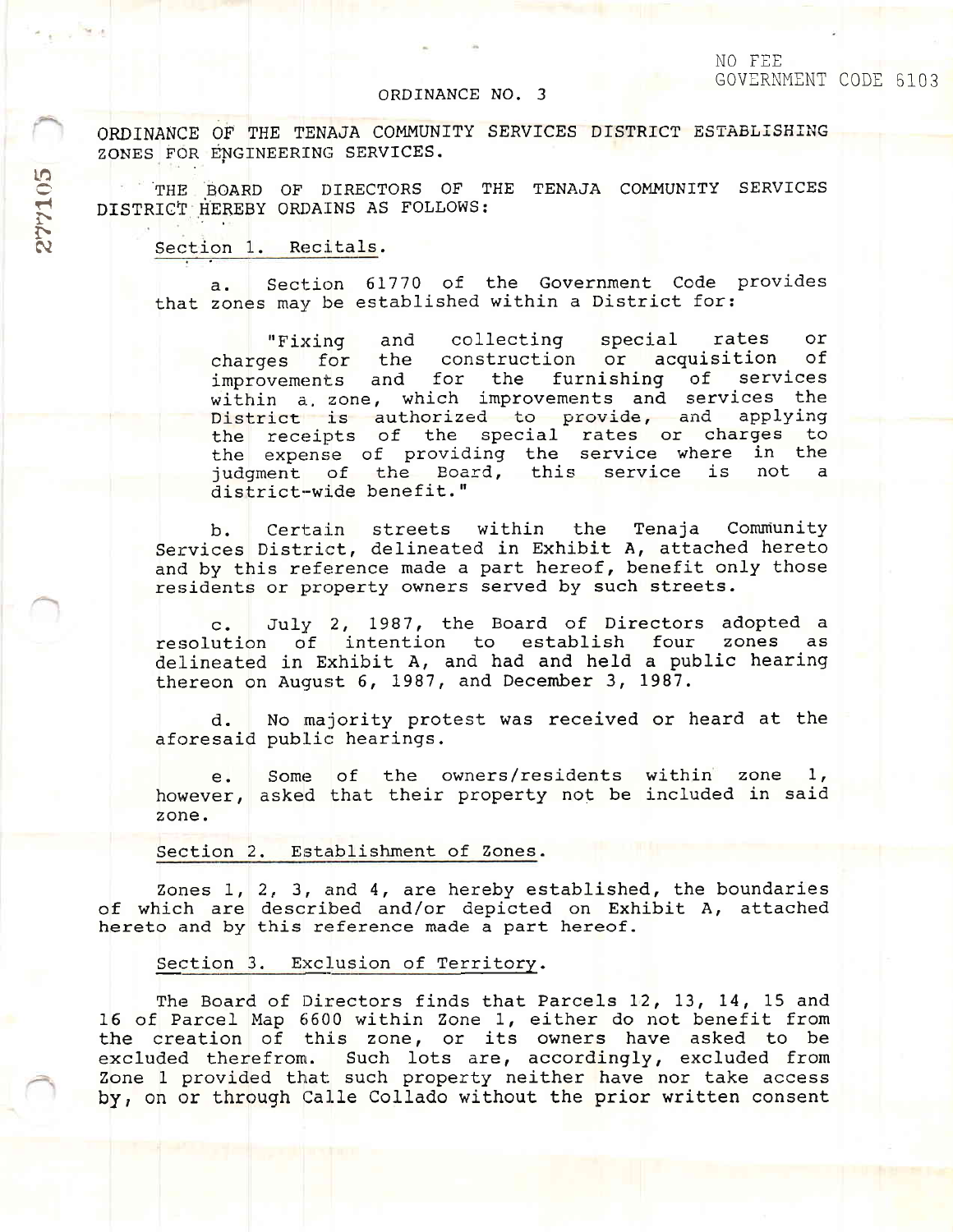NO FEE
GOVERNMENT CODE 6103

ORDINANCE NO. 3

ORDINANCE OF THE TENAJA COMMUNITY SERVICES DISTRICT ESTABLISHING ZONES FOR ENGINEERING SERVICES.

THE BOARD OF DIRECTORS OF THE TENAJA COMMUNITY SERVICES DISTRICT HEREBY ORDAINS AS FOLLOWS:

Section 1. Recitals.

a. Section 61770 of the Government Code provides that zones may be established within a District for:

> "Fixing and collecting special rates or charges for the construction or acquisition of improvements and for the furnishing of services within a zone, which improvements and services the District is authorized to provide, and applying the receipts of the special rates or charges to the expense of providing the service where in the judgment of the Board, this service is not a district-wide benefit."

b. Certain streets within the Tenaja Community Services District, delineated in Exhibit A, attached hereto and by this reference made a part hereof, benefit only those residents or property owners served by such streets.

c. July 2, 1987, the Board of Directors adopted a resolution of intention to establish four zones as delineated in Exhibit A, and had and held a public hearing thereon on August 6, 1987, and December 3, 1987.

d. No majority protest was received or heard at the aforesaid public hearings.

e. Some of the owners/residents within zone 1, however, asked that their property not be included in said zone.

Section 2. Establishment of Zones.

Zones 1, 2, 3, and 4, are hereby established, the boundaries of which are described and/or depicted on Exhibit A, attached hereto and by this reference made a part hereof.

Section 3. Exclusion of Territory.

The Board of Directors finds that Parcels 12, 13, 14, 15 and 16 of Parcel Map 6600 within Zone 1, either do not benefit from the creation of this zone, or its owners have asked to be excluded therefrom. Such lots are, accordingly, excluded from Zone 1 provided that such property neither have nor take access by, on or through Calle Collado without the prior written consent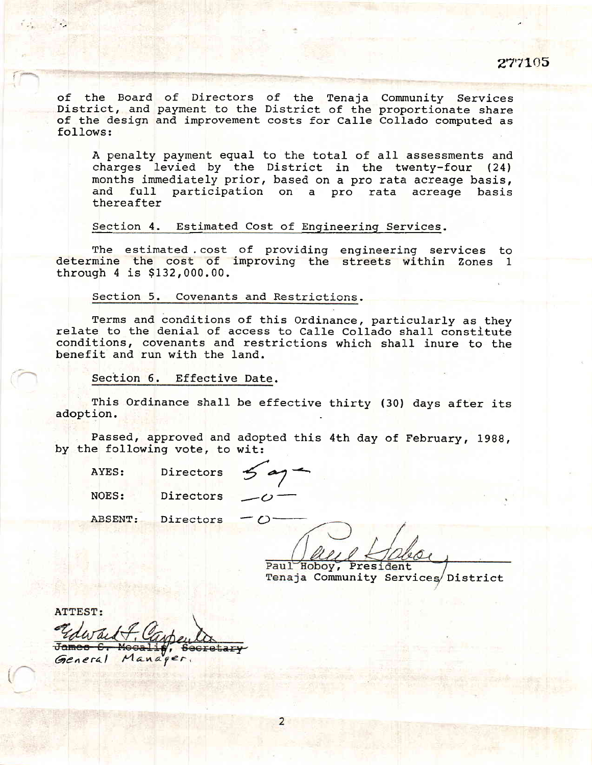277105

of the Board of Directors of the Tenaja Community Services District, and payment to the District of the proportionate share of the design and improvement costs for Calle Collado computed as follows:

A penalty payment equal to the total of all assessments and charges levied by the District in the twenty-four (24) months immediately prior, based on a pro rata acreage basis, and full participation on a pro rata acreage basis thereafter

Section 4. Estimated Cost of Engineering Services.

The estimated cost of providing engineering services to determine the cost of improving the streets within Zones 1 through 4 is $132,000.00.

Section 5. Covenants and Restrictions.

Terms and conditions of this Ordinance, particularly as they relate to the denial of access to Calle Collado shall constitute conditions, covenants and restrictions which shall inure to the benefit and run with the land.

Section 6. Effective Date.

This Ordinance shall be effective thirty (30) days after its adoption.

Passed, approved and adopted this 4th day of February, 1988, by the following vote, to wit:

AYES: Directors 5 ay

NOES: Directors —0—

ABSENT: Directors —0—

Paul Hoboy, President
Tenaja Community Services District

ATTEST:

Edward F. Carpenter
~~James C. Mocalis, Secretary~~
General Manager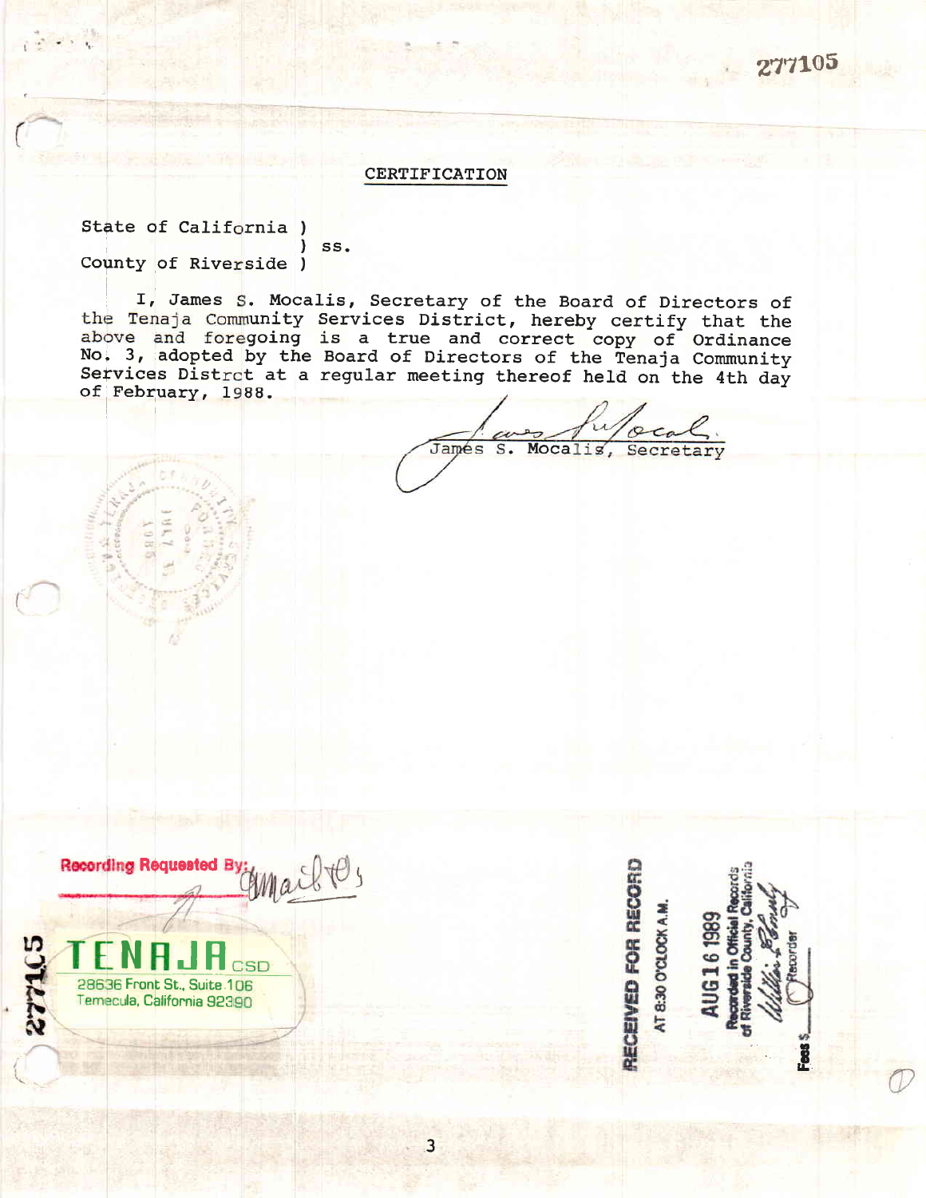277105

# CERTIFICATION

State of California )
                    ) ss.
County of Riverside )

I, James S. Mocalis, Secretary of the Board of Directors of the Tenaja Community Services District, hereby certify that the above and foregoing is a true and correct copy of Ordinance No. 3, adopted by the Board of Directors of the Tenaja Community Services Distrct at a regular meeting thereof held on the 4th day of February, 1988.

James S. Mocalis, Secretary

Recording Requested By:

TENAJA CSD
28636 Front St., Suite 106
Temecula, California 92390

RECEIVED FOR RECORD
AT 8:30 O'CLOCK A.M.
AUG 16 1989
Recorded in Official Records of Riverside County, California
Recorder
Fees $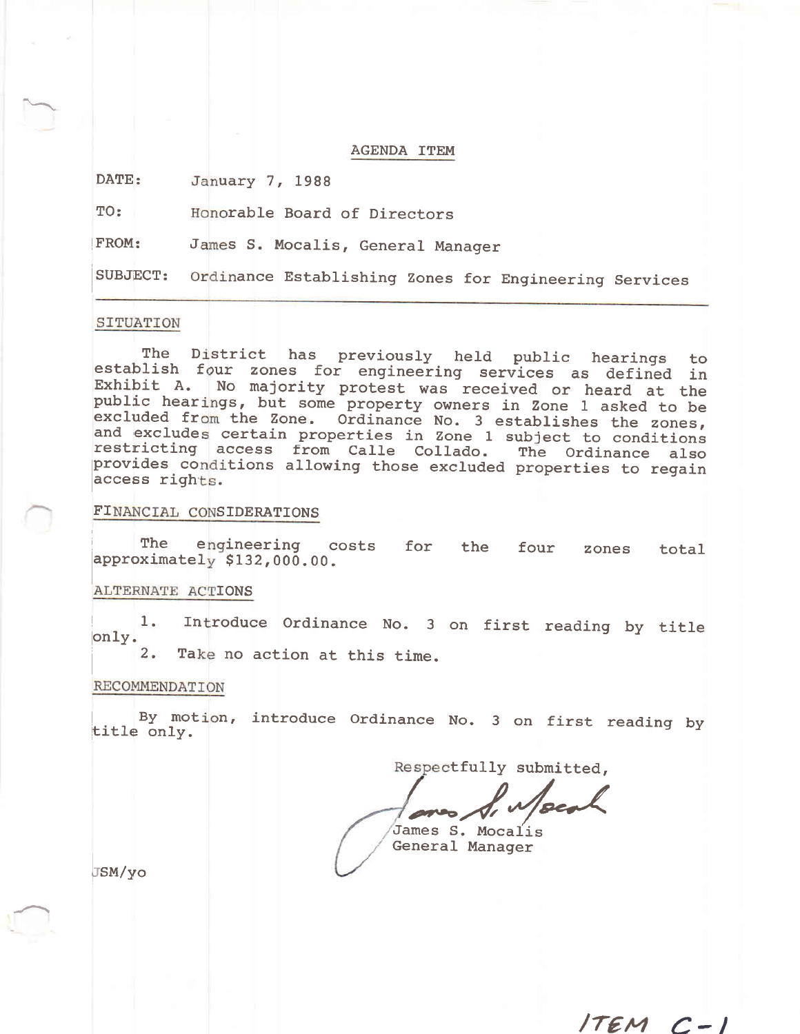# AGENDA ITEM

**DATE:** January 7, 1988

**TO:** Honorable Board of Directors

**FROM:** James S. Mocalis, General Manager

**SUBJECT:** Ordinance Establishing Zones for Engineering Services

---

## SITUATION

The District has previously held public hearings to establish four zones for engineering services as defined in Exhibit A. No majority protest was received or heard at the public hearings, but some property owners in Zone 1 asked to be excluded from the Zone. Ordinance No. 3 establishes the zones, and excludes certain properties in Zone 1 subject to conditions restricting access from Calle Collado. The Ordinance also provides conditions allowing those excluded properties to regain access rights.

## FINANCIAL CONSIDERATIONS

The engineering costs for the four zones total approximately $132,000.00.

## ALTERNATE ACTIONS

1. Introduce Ordinance No. 3 on first reading by title only.
2. Take no action at this time.

## RECOMMENDATION

By motion, introduce Ordinance No. 3 on first reading by title only.

Respectfully submitted,

James S. Mocalis
General Manager

JSM/yo

ITEM C-1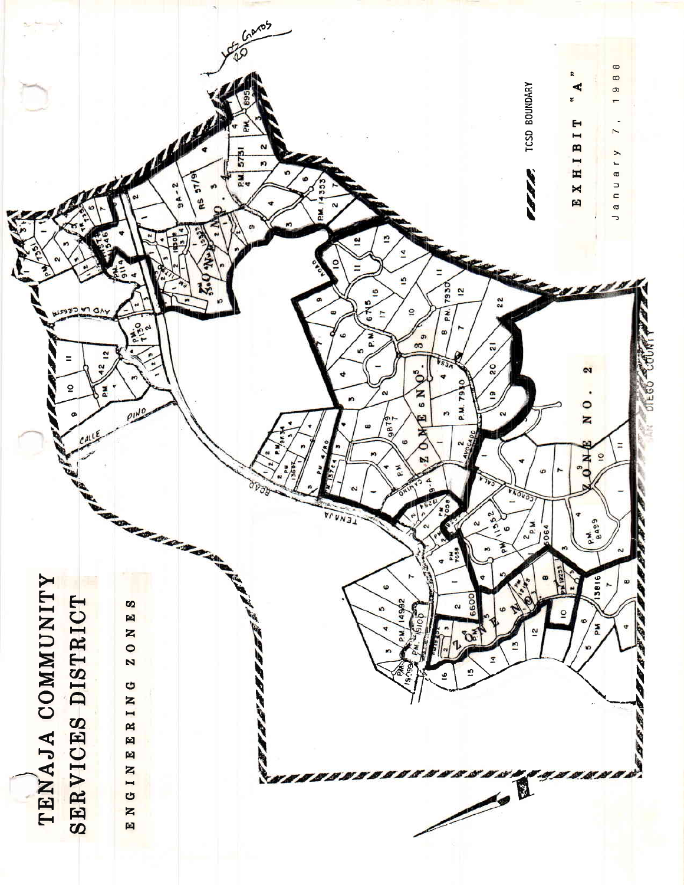# TENAJA COMMUNITY SERVICES DISTRICT

## ENGINEERING ZONES

TCSD BOUNDARY

**EXHIBIT "A"**

January 7, 1988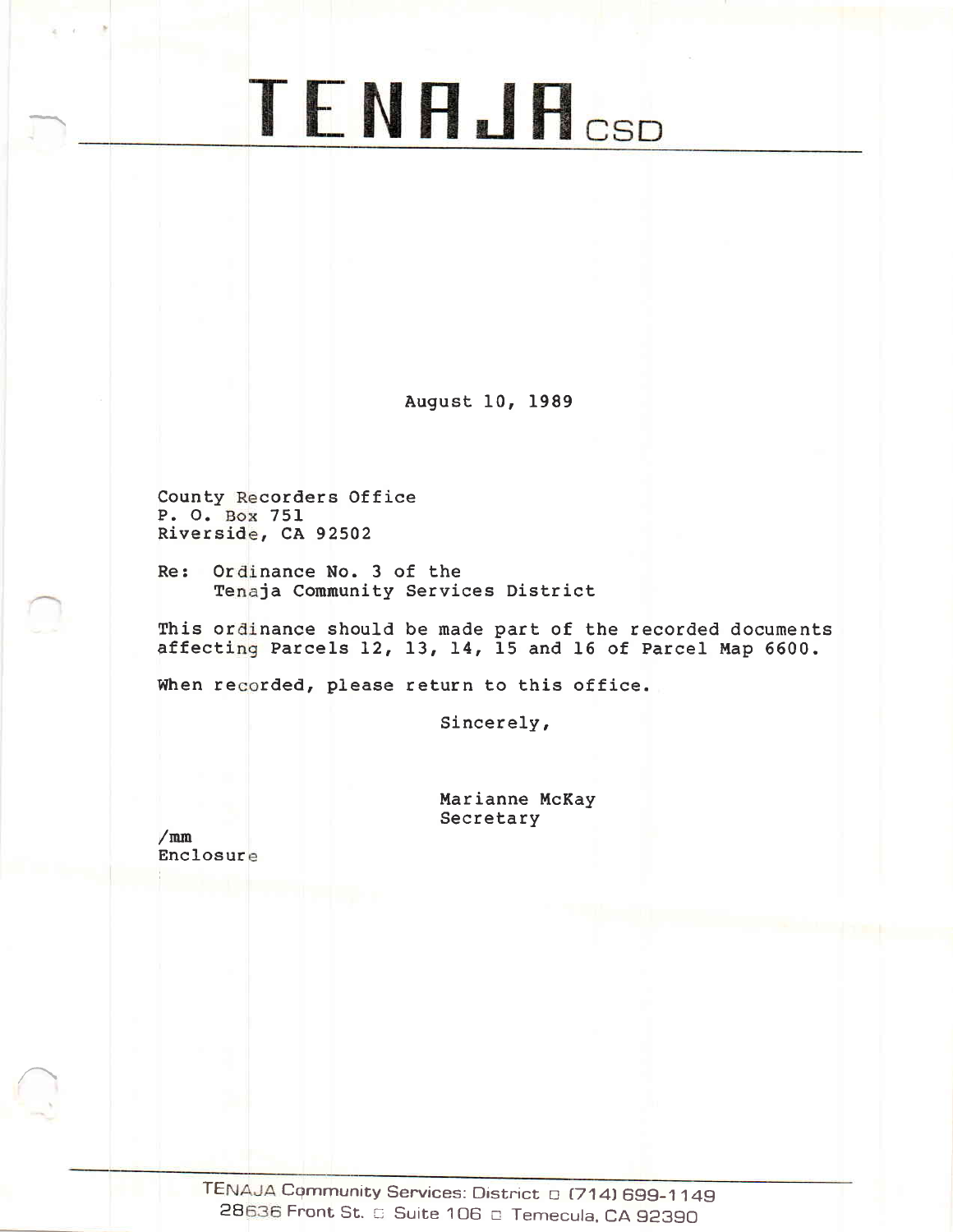# TENAJA CSD

August 10, 1989

County Recorders Office
P. O. Box 751
Riverside, CA 92502

Re: Ordinance No. 3 of the
Tenaja Community Services District

This ordinance should be made part of the recorded documents affecting Parcels 12, 13, 14, 15 and 16 of Parcel Map 6600.

When recorded, please return to this office.

Sincerely,

Marianne McKay
Secretary

/mm
Enclosure

TENAJA Community Services: District □ (714) 699-1149
28636 Front St. □ Suite 106 □ Temecula, CA 92390